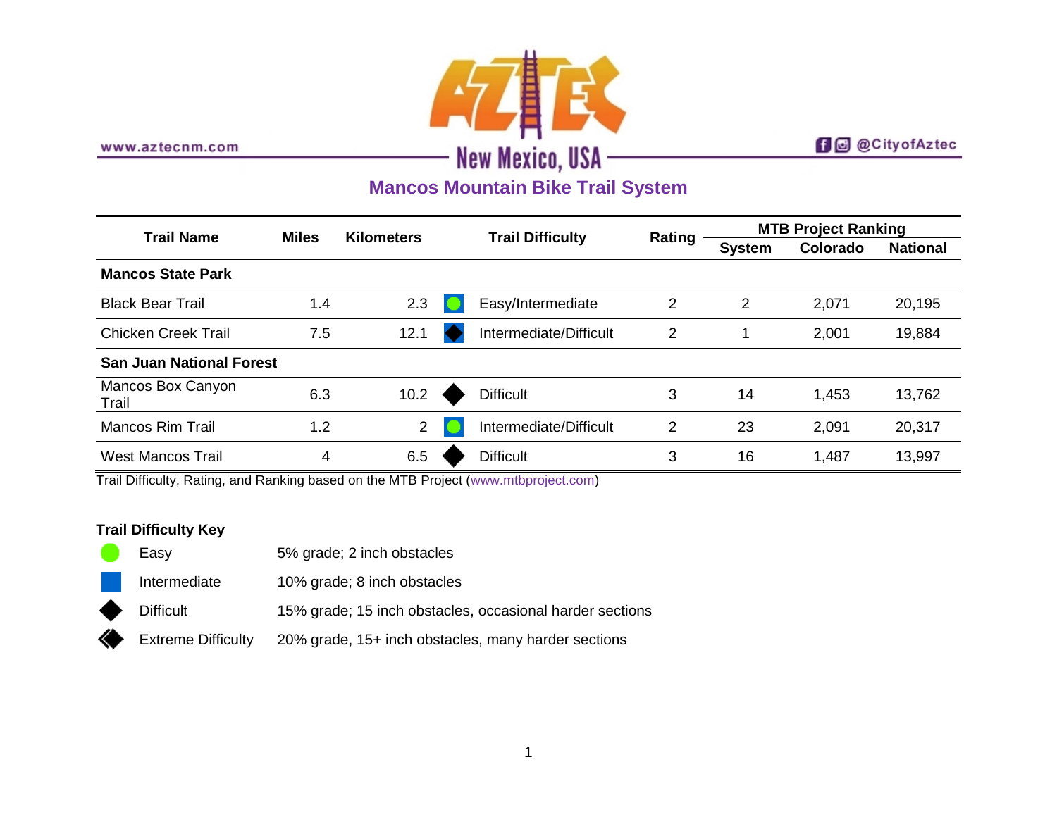www.aztecnm.com

New Mexico, USA

@CityofAztec

## Mancos Mountain Bike Trail System

| Trail Name | Miles | Kilometers | Trail Difficulty | Rating | MTB Project Ranking | | |
|---|---|---|---|---|---|---|---|
| | | | | | System | Colorado | National |
| **Mancos State Park** | | | | | | | |
| Black Bear Trail | 1.4 | 2.3 | Easy/Intermediate | 2 | 2 | 2,071 | 20,195 |
| Chicken Creek Trail | 7.5 | 12.1 | Intermediate/Difficult | 2 | 1 | 2,001 | 19,884 |
| **San Juan National Forest** | | | | | | | |
| Mancos Box Canyon Trail | 6.3 | 10.2 | Difficult | 3 | 14 | 1,453 | 13,762 |
| Mancos Rim Trail | 1.2 | 2 | Intermediate/Difficult | 2 | 23 | 2,091 | 20,317 |
| West Mancos Trail | 4 | 6.5 | Difficult | 3 | 16 | 1,487 | 13,997 |

Trail Difficulty, Rating, and Ranking based on the MTB Project (www.mtbproject.com)

**Trail Difficulty Key**

| Symbol | Difficulty | Description |
|---|---|---|
| ● | Easy | 5% grade; 2 inch obstacles |
| ■ | Intermediate | 10% grade; 8 inch obstacles |
| ◆ | Difficult | 15% grade; 15 inch obstacles, occasional harder sections |
| ◆◆ | Extreme Difficulty | 20% grade, 15+ inch obstacles, many harder sections |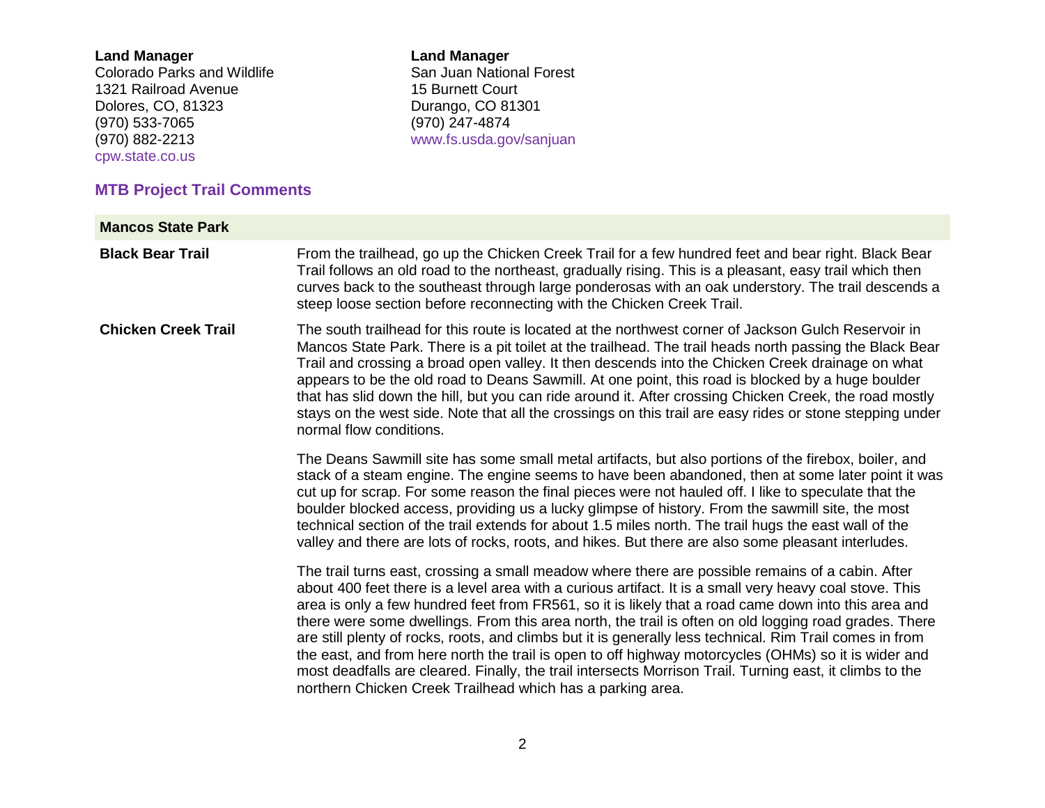**Land Manager**
Colorado Parks and Wildlife
1321 Railroad Avenue
Dolores, CO, 81323
(970) 533-7065
(970) 882-2213
cpw.state.co.us

**Land Manager**
San Juan National Forest
15 Burnett Court
Durango, CO 81301
(970) 247-4874
www.fs.usda.gov/sanjuan

## MTB Project Trail Comments

### Mancos State Park

**Black Bear Trail**

From the trailhead, go up the Chicken Creek Trail for a few hundred feet and bear right. Black Bear Trail follows an old road to the northeast, gradually rising. This is a pleasant, easy trail which then curves back to the southeast through large ponderosas with an oak understory. The trail descends a steep loose section before reconnecting with the Chicken Creek Trail.

**Chicken Creek Trail**

The south trailhead for this route is located at the northwest corner of Jackson Gulch Reservoir in Mancos State Park. There is a pit toilet at the trailhead. The trail heads north passing the Black Bear Trail and crossing a broad open valley. It then descends into the Chicken Creek drainage on what appears to be the old road to Deans Sawmill. At one point, this road is blocked by a huge boulder that has slid down the hill, but you can ride around it. After crossing Chicken Creek, the road mostly stays on the west side. Note that all the crossings on this trail are easy rides or stone stepping under normal flow conditions.

The Deans Sawmill site has some small metal artifacts, but also portions of the firebox, boiler, and stack of a steam engine. The engine seems to have been abandoned, then at some later point it was cut up for scrap. For some reason the final pieces were not hauled off. I like to speculate that the boulder blocked access, providing us a lucky glimpse of history. From the sawmill site, the most technical section of the trail extends for about 1.5 miles north. The trail hugs the east wall of the valley and there are lots of rocks, roots, and hikes. But there are also some pleasant interludes.

The trail turns east, crossing a small meadow where there are possible remains of a cabin. After about 400 feet there is a level area with a curious artifact. It is a small very heavy coal stove. This area is only a few hundred feet from FR561, so it is likely that a road came down into this area and there were some dwellings. From this area north, the trail is often on old logging road grades. There are still plenty of rocks, roots, and climbs but it is generally less technical. Rim Trail comes in from the east, and from here north the trail is open to off highway motorcycles (OHMs) so it is wider and most deadfalls are cleared. Finally, the trail intersects Morrison Trail. Turning east, it climbs to the northern Chicken Creek Trailhead which has a parking area.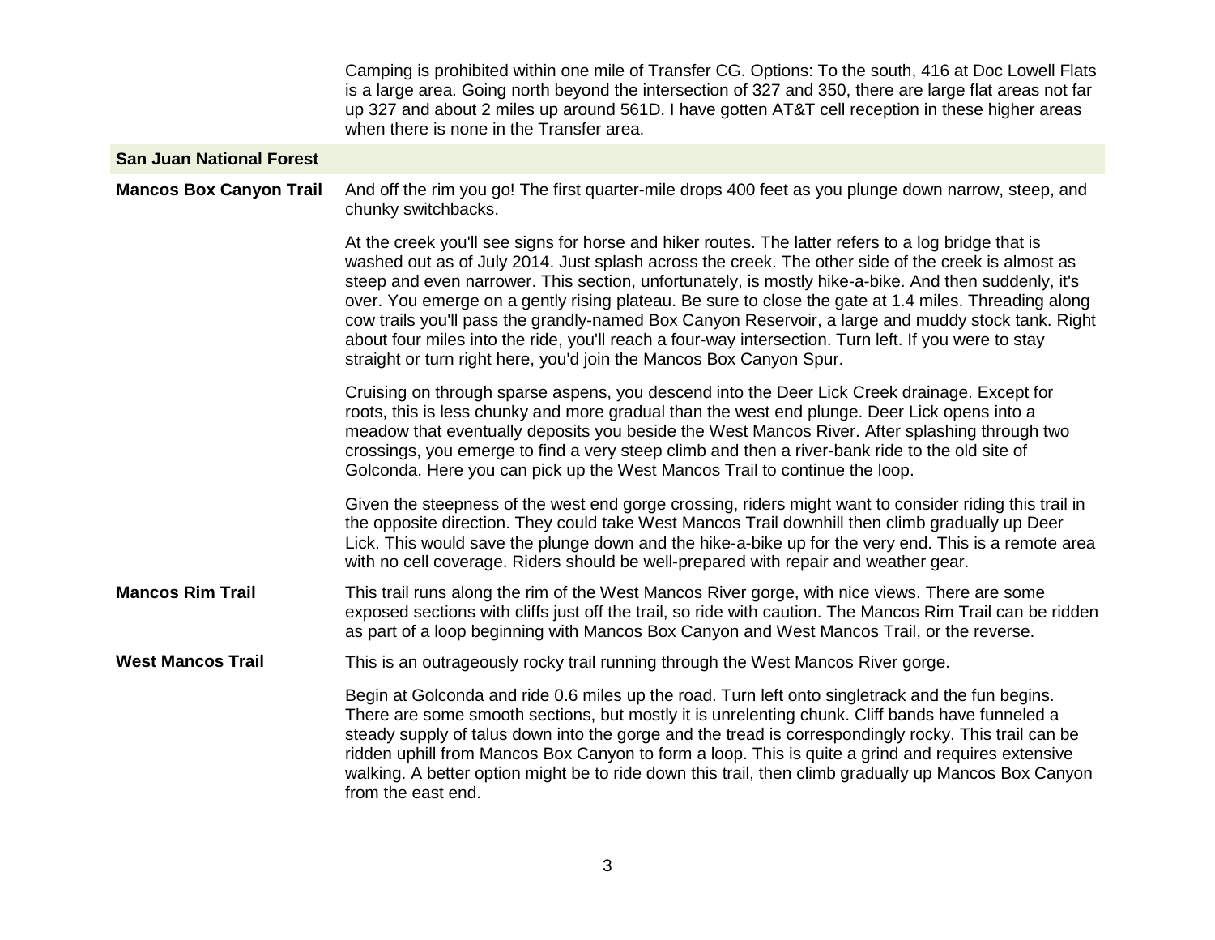Camping is prohibited within one mile of Transfer CG. Options: To the south, 416 at Doc Lowell Flats is a large area. Going north beyond the intersection of 327 and 350, there are large flat areas not far up 327 and about 2 miles up around 561D. I have gotten AT&T cell reception in these higher areas when there is none in the Transfer area.

## San Juan National Forest

**Mancos Box Canyon Trail**

And off the rim you go! The first quarter-mile drops 400 feet as you plunge down narrow, steep, and chunky switchbacks.

At the creek you'll see signs for horse and hiker routes. The latter refers to a log bridge that is washed out as of July 2014. Just splash across the creek. The other side of the creek is almost as steep and even narrower. This section, unfortunately, is mostly hike-a-bike. And then suddenly, it's over. You emerge on a gently rising plateau. Be sure to close the gate at 1.4 miles. Threading along cow trails you'll pass the grandly-named Box Canyon Reservoir, a large and muddy stock tank. Right about four miles into the ride, you'll reach a four-way intersection. Turn left. If you were to stay straight or turn right here, you'd join the Mancos Box Canyon Spur.

Cruising on through sparse aspens, you descend into the Deer Lick Creek drainage. Except for roots, this is less chunky and more gradual than the west end plunge. Deer Lick opens into a meadow that eventually deposits you beside the West Mancos River. After splashing through two crossings, you emerge to find a very steep climb and then a river-bank ride to the old site of Golconda. Here you can pick up the West Mancos Trail to continue the loop.

Given the steepness of the west end gorge crossing, riders might want to consider riding this trail in the opposite direction. They could take West Mancos Trail downhill then climb gradually up Deer Lick. This would save the plunge down and the hike-a-bike up for the very end. This is a remote area with no cell coverage. Riders should be well-prepared with repair and weather gear.

**Mancos Rim Trail**

This trail runs along the rim of the West Mancos River gorge, with nice views. There are some exposed sections with cliffs just off the trail, so ride with caution. The Mancos Rim Trail can be ridden as part of a loop beginning with Mancos Box Canyon and West Mancos Trail, or the reverse.

**West Mancos Trail**

This is an outrageously rocky trail running through the West Mancos River gorge.

Begin at Golconda and ride 0.6 miles up the road. Turn left onto singletrack and the fun begins. There are some smooth sections, but mostly it is unrelenting chunk. Cliff bands have funneled a steady supply of talus down into the gorge and the tread is correspondingly rocky. This trail can be ridden uphill from Mancos Box Canyon to form a loop. This is quite a grind and requires extensive walking. A better option might be to ride down this trail, then climb gradually up Mancos Box Canyon from the east end.